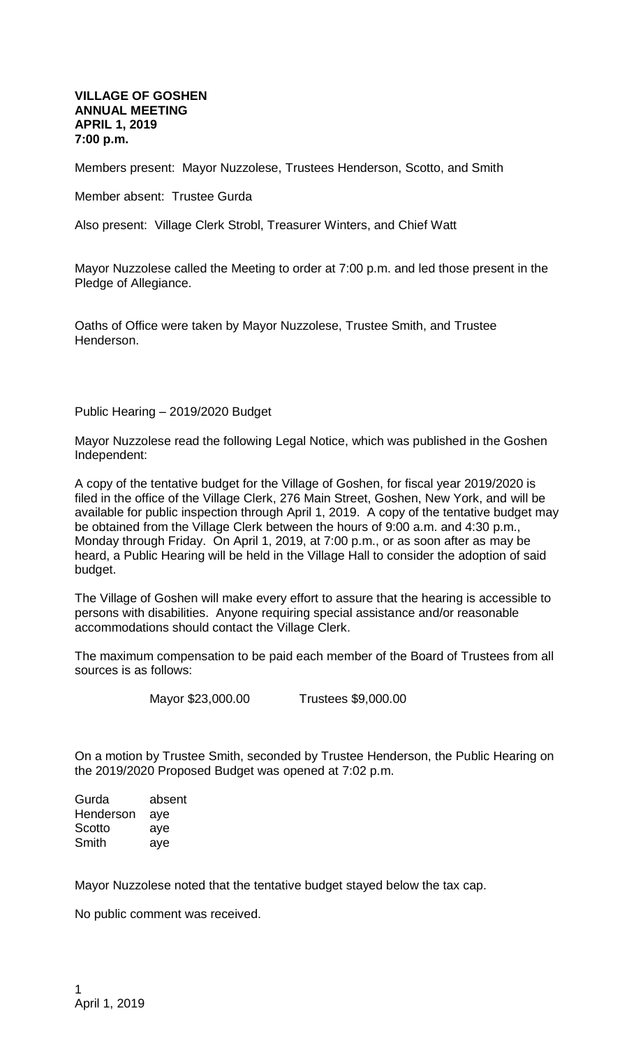**VILLAGE OF GOSHEN**
**ANNUAL MEETING**
**APRIL 1, 2019**
**7:00 p.m.**

Members present: Mayor Nuzzolese, Trustees Henderson, Scotto, and Smith

Member absent: Trustee Gurda

Also present: Village Clerk Strobl, Treasurer Winters, and Chief Watt

Mayor Nuzzolese called the Meeting to order at 7:00 p.m. and led those present in the Pledge of Allegiance.

Oaths of Office were taken by Mayor Nuzzolese, Trustee Smith, and Trustee Henderson.

Public Hearing – 2019/2020 Budget

Mayor Nuzzolese read the following Legal Notice, which was published in the Goshen Independent:

A copy of the tentative budget for the Village of Goshen, for fiscal year 2019/2020 is filed in the office of the Village Clerk, 276 Main Street, Goshen, New York, and will be available for public inspection through April 1, 2019. A copy of the tentative budget may be obtained from the Village Clerk between the hours of 9:00 a.m. and 4:30 p.m., Monday through Friday. On April 1, 2019, at 7:00 p.m., or as soon after as may be heard, a Public Hearing will be held in the Village Hall to consider the adoption of said budget.

The Village of Goshen will make every effort to assure that the hearing is accessible to persons with disabilities. Anyone requiring special assistance and/or reasonable accommodations should contact the Village Clerk.

The maximum compensation to be paid each member of the Board of Trustees from all sources is as follows:

Mayor $23,000.00 Trustees $9,000.00

On a motion by Trustee Smith, seconded by Trustee Henderson, the Public Hearing on the 2019/2020 Proposed Budget was opened at 7:02 p.m.

Gurda absent
Henderson aye
Scotto aye
Smith aye

Mayor Nuzzolese noted that the tentative budget stayed below the tax cap.

No public comment was received.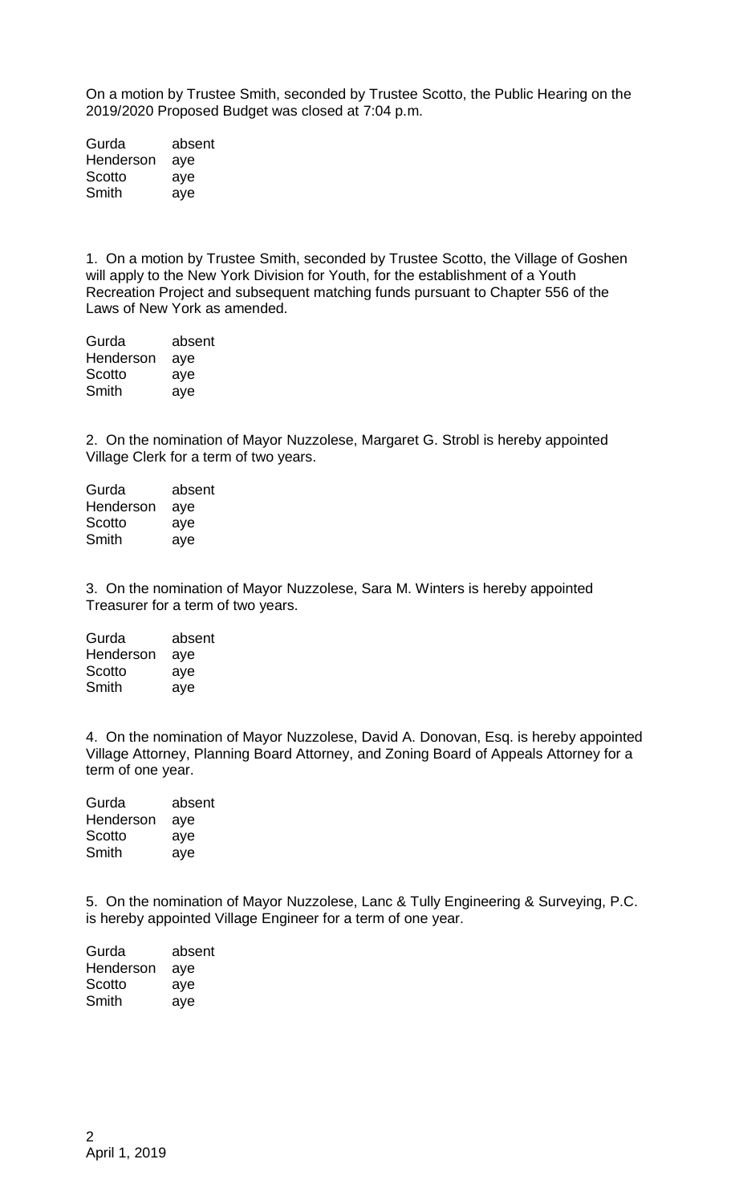On a motion by Trustee Smith, seconded by Trustee Scotto, the Public Hearing on the 2019/2020 Proposed Budget was closed at 7:04 p.m.

| | |
|---|---|
| Gurda | absent |
| Henderson | aye |
| Scotto | aye |
| Smith | aye |

1. On a motion by Trustee Smith, seconded by Trustee Scotto, the Village of Goshen will apply to the New York Division for Youth, for the establishment of a Youth Recreation Project and subsequent matching funds pursuant to Chapter 556 of the Laws of New York as amended.

| | |
|---|---|
| Gurda | absent |
| Henderson | aye |
| Scotto | aye |
| Smith | aye |

2. On the nomination of Mayor Nuzzolese, Margaret G. Strobl is hereby appointed Village Clerk for a term of two years.

| | |
|---|---|
| Gurda | absent |
| Henderson | aye |
| Scotto | aye |
| Smith | aye |

3. On the nomination of Mayor Nuzzolese, Sara M. Winters is hereby appointed Treasurer for a term of two years.

| | |
|---|---|
| Gurda | absent |
| Henderson | aye |
| Scotto | aye |
| Smith | aye |

4. On the nomination of Mayor Nuzzolese, David A. Donovan, Esq. is hereby appointed Village Attorney, Planning Board Attorney, and Zoning Board of Appeals Attorney for a term of one year.

| | |
|---|---|
| Gurda | absent |
| Henderson | aye |
| Scotto | aye |
| Smith | aye |

5. On the nomination of Mayor Nuzzolese, Lanc & Tully Engineering & Surveying, P.C. is hereby appointed Village Engineer for a term of one year.

| | |
|---|---|
| Gurda | absent |
| Henderson | aye |
| Scotto | aye |
| Smith | aye |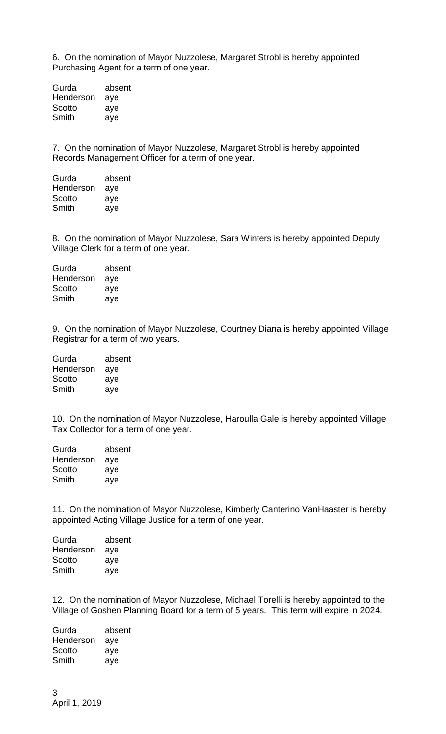6. On the nomination of Mayor Nuzzolese, Margaret Strobl is hereby appointed Purchasing Agent for a term of one year.

| | |
|---|---|
| Gurda | absent |
| Henderson | aye |
| Scotto | aye |
| Smith | aye |

7. On the nomination of Mayor Nuzzolese, Margaret Strobl is hereby appointed Records Management Officer for a term of one year.

| | |
|---|---|
| Gurda | absent |
| Henderson | aye |
| Scotto | aye |
| Smith | aye |

8. On the nomination of Mayor Nuzzolese, Sara Winters is hereby appointed Deputy Village Clerk for a term of one year.

| | |
|---|---|
| Gurda | absent |
| Henderson | aye |
| Scotto | aye |
| Smith | aye |

9. On the nomination of Mayor Nuzzolese, Courtney Diana is hereby appointed Village Registrar for a term of two years.

| | |
|---|---|
| Gurda | absent |
| Henderson | aye |
| Scotto | aye |
| Smith | aye |

10. On the nomination of Mayor Nuzzolese, Haroulla Gale is hereby appointed Village Tax Collector for a term of one year.

| | |
|---|---|
| Gurda | absent |
| Henderson | aye |
| Scotto | aye |
| Smith | aye |

11. On the nomination of Mayor Nuzzolese, Kimberly Canterino VanHaaster is hereby appointed Acting Village Justice for a term of one year.

| | |
|---|---|
| Gurda | absent |
| Henderson | aye |
| Scotto | aye |
| Smith | aye |

12. On the nomination of Mayor Nuzzolese, Michael Torelli is hereby appointed to the Village of Goshen Planning Board for a term of 5 years. This term will expire in 2024.

| | |
|---|---|
| Gurda | absent |
| Henderson | aye |
| Scotto | aye |
| Smith | aye |

April 1, 2019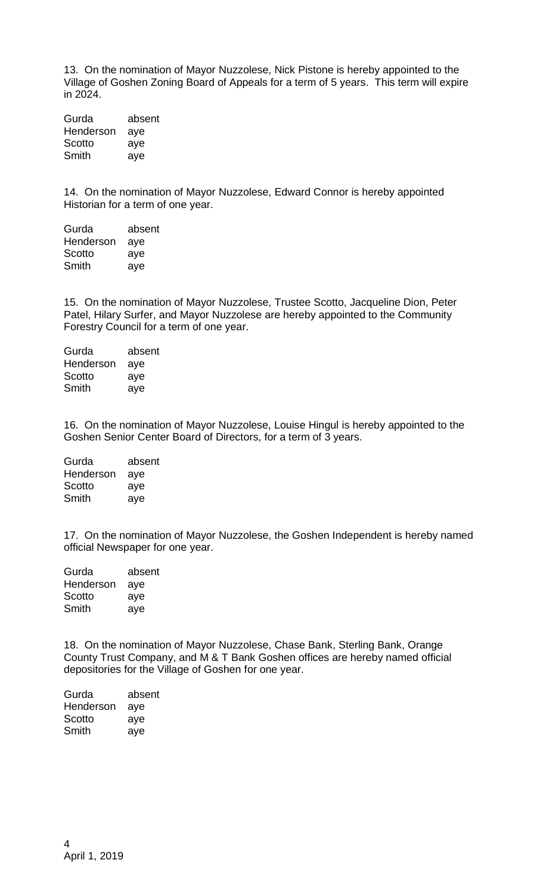13. On the nomination of Mayor Nuzzolese, Nick Pistone is hereby appointed to the Village of Goshen Zoning Board of Appeals for a term of 5 years. This term will expire in 2024.

| | |
|---|---|
| Gurda | absent |
| Henderson | aye |
| Scotto | aye |
| Smith | aye |

14. On the nomination of Mayor Nuzzolese, Edward Connor is hereby appointed Historian for a term of one year.

| | |
|---|---|
| Gurda | absent |
| Henderson | aye |
| Scotto | aye |
| Smith | aye |

15. On the nomination of Mayor Nuzzolese, Trustee Scotto, Jacqueline Dion, Peter Patel, Hilary Surfer, and Mayor Nuzzolese are hereby appointed to the Community Forestry Council for a term of one year.

| | |
|---|---|
| Gurda | absent |
| Henderson | aye |
| Scotto | aye |
| Smith | aye |

16. On the nomination of Mayor Nuzzolese, Louise Hingul is hereby appointed to the Goshen Senior Center Board of Directors, for a term of 3 years.

| | |
|---|---|
| Gurda | absent |
| Henderson | aye |
| Scotto | aye |
| Smith | aye |

17. On the nomination of Mayor Nuzzolese, the Goshen Independent is hereby named official Newspaper for one year.

| | |
|---|---|
| Gurda | absent |
| Henderson | aye |
| Scotto | aye |
| Smith | aye |

18. On the nomination of Mayor Nuzzolese, Chase Bank, Sterling Bank, Orange County Trust Company, and M & T Bank Goshen offices are hereby named official depositories for the Village of Goshen for one year.

| | |
|---|---|
| Gurda | absent |
| Henderson | aye |
| Scotto | aye |
| Smith | aye |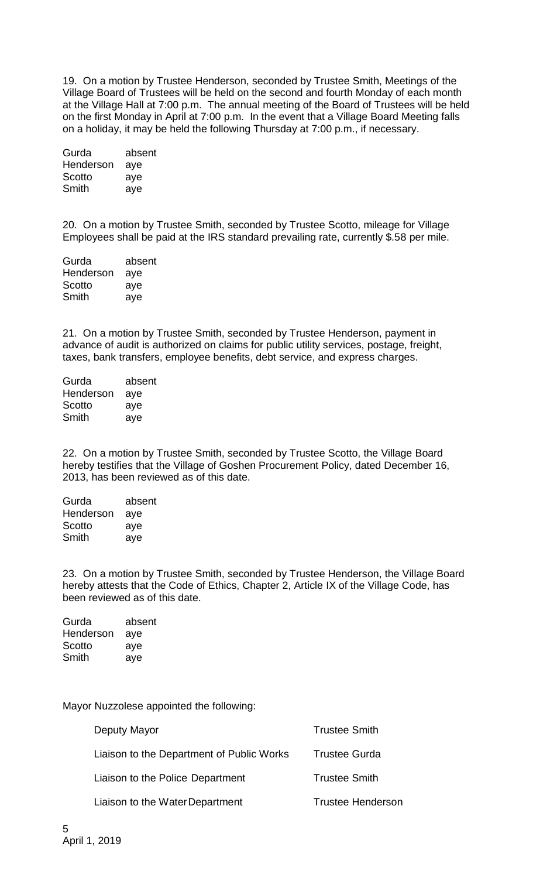19. On a motion by Trustee Henderson, seconded by Trustee Smith, Meetings of the Village Board of Trustees will be held on the second and fourth Monday of each month at the Village Hall at 7:00 p.m. The annual meeting of the Board of Trustees will be held on the first Monday in April at 7:00 p.m. In the event that a Village Board Meeting falls on a holiday, it may be held the following Thursday at 7:00 p.m., if necessary.

| | |
|---|---|
| Gurda | absent |
| Henderson | aye |
| Scotto | aye |
| Smith | aye |

20. On a motion by Trustee Smith, seconded by Trustee Scotto, mileage for Village Employees shall be paid at the IRS standard prevailing rate, currently $.58 per mile.

| | |
|---|---|
| Gurda | absent |
| Henderson | aye |
| Scotto | aye |
| Smith | aye |

21. On a motion by Trustee Smith, seconded by Trustee Henderson, payment in advance of audit is authorized on claims for public utility services, postage, freight, taxes, bank transfers, employee benefits, debt service, and express charges.

| | |
|---|---|
| Gurda | absent |
| Henderson | aye |
| Scotto | aye |
| Smith | aye |

22. On a motion by Trustee Smith, seconded by Trustee Scotto, the Village Board hereby testifies that the Village of Goshen Procurement Policy, dated December 16, 2013, has been reviewed as of this date.

| | |
|---|---|
| Gurda | absent |
| Henderson | aye |
| Scotto | aye |
| Smith | aye |

23. On a motion by Trustee Smith, seconded by Trustee Henderson, the Village Board hereby attests that the Code of Ethics, Chapter 2, Article IX of the Village Code, has been reviewed as of this date.

| | |
|---|---|
| Gurda | absent |
| Henderson | aye |
| Scotto | aye |
| Smith | aye |

Mayor Nuzzolese appointed the following:

| | |
|---|---|
| Deputy Mayor | Trustee Smith |
| Liaison to the Department of Public Works | Trustee Gurda |
| Liaison to the Police Department | Trustee Smith |
| Liaison to the Water Department | Trustee Henderson |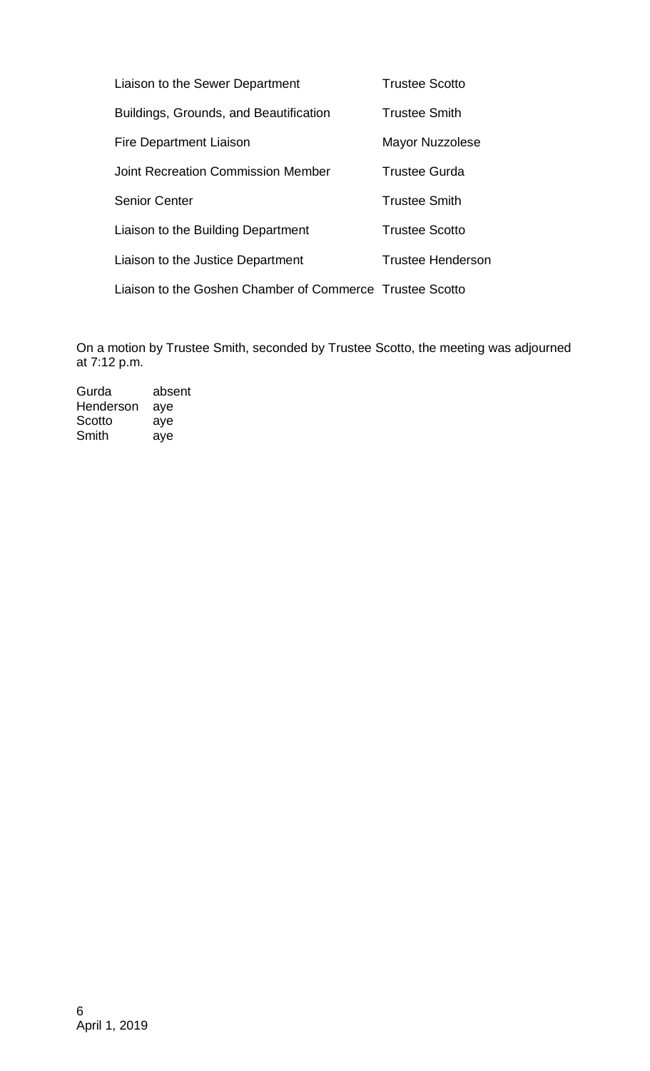| | |
|---|---|
| Liaison to the Sewer Department | Trustee Scotto |
| Buildings, Grounds, and Beautification | Trustee Smith |
| Fire Department Liaison | Mayor Nuzzolese |
| Joint Recreation Commission Member | Trustee Gurda |
| Senior Center | Trustee Smith |
| Liaison to the Building Department | Trustee Scotto |
| Liaison to the Justice Department | Trustee Henderson |
| Liaison to the Goshen Chamber of Commerce | Trustee Scotto |

On a motion by Trustee Smith, seconded by Trustee Scotto, the meeting was adjourned at 7:12 p.m.

| | |
|---|---|
| Gurda | absent |
| Henderson | aye |
| Scotto | aye |
| Smith | aye |

April 1, 2019